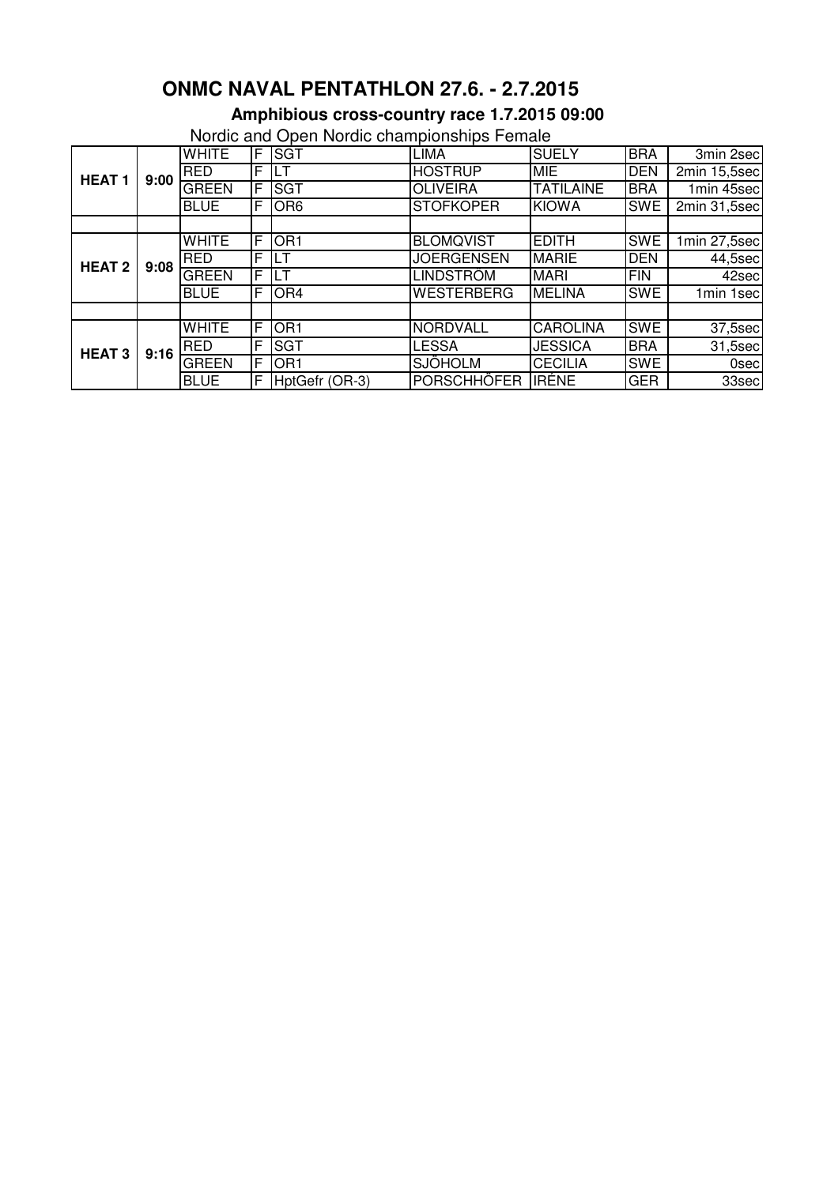# ONMC NAVAL PENTATHLON 27.6. - 2.7.2015

## Amphibious cross-country race 1.7.2015 09:00

Nordic and Open Nordic championships Female

| | | | | | | | | |
|---|---|---|---|---|---|---|---|---|
| **HEAT 1** | **9:00** | WHITE | F | SGT | LIMA | SUELY | BRA | 3min 2sec |
| | | RED | F | LT | HOSTRUP | MIE | DEN | 2min 15,5sec |
| | | GREEN | F | SGT | OLIVEIRA | TATILAINE | BRA | 1min 45sec |
| | | BLUE | F | OR6 | STOFKOPER | KIOWA | SWE | 2min 31,5sec |
| | | | | | | | | |
| **HEAT 2** | **9:08** | WHITE | F | OR1 | BLOMQVIST | EDITH | SWE | 1min 27,5sec |
| | | RED | F | LT | JOERGENSEN | MARIE | DEN | 44,5sec |
| | | GREEN | F | LT | LINDSTRÖM | MARI | FIN | 42sec |
| | | BLUE | F | OR4 | WESTERBERG | MELINA | SWE | 1min 1sec |
| | | | | | | | | |
| **HEAT 3** | **9:16** | WHITE | F | OR1 | NORDVALL | CAROLINA | SWE | 37,5sec |
| | | RED | F | SGT | LESSA | JESSICA | BRA | 31,5sec |
| | | GREEN | F | OR1 | SJÖHOLM | CECILIA | SWE | 0sec |
| | | BLUE | F | HptGefr (OR-3) | PORSCHHÖFER | IRÉNE | GER | 33sec |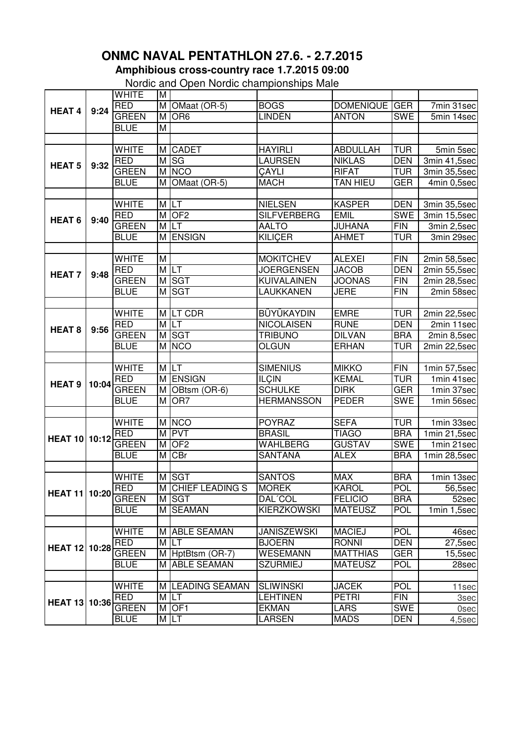## ONMC NAVAL PENTATHLON 27.6. - 2.7.2015

### Amphibious cross-country race 1.7.2015 09:00

Nordic and Open Nordic championships Male

| | | | | | | | | |
|---|---|---|---|---|---|---|---|---|
| HEAT 4 | 9:24 | WHITE | M | | | | | |
| | | RED | M | OMaat (OR-5) | BOGS | DOMENIQUE | GER | 7min 31sec |
| | | GREEN | M | OR6 | LINDÉN | ANTON | SWE | 5min 14sec |
| | | BLUE | M | | | | | |
| | | | | | | | | |
| HEAT 5 | 9:32 | WHITE | M | CADET | HAYIRLI | ABDULLAH | TUR | 5min 5sec |
| | | RED | M | SG | LAURSEN | NIKLAS | DEN | 3min 41,5sec |
| | | GREEN | M | NCO | ÇAYLI | RIFAT | TUR | 3min 35,5sec |
| | | BLUE | M | OMaat (OR-5) | MACH | TAN HIEU | GER | 4min 0,5sec |
| | | | | | | | | |
| HEAT 6 | 9:40 | WHITE | M | LT | NIELSEN | KASPER | DEN | 3min 35,5sec |
| | | RED | M | OF2 | SILFVERBERG | EMIL | SWE | 3min 15,5sec |
| | | GREEN | M | LT | AALTO | JUHANA | FIN | 3min 2,5sec |
| | | BLUE | M | ENSIGN | KILIÇER | AHMET | TUR | 3min 29sec |
| | | | | | | | | |
| HEAT 7 | 9:48 | WHITE | M | | MOKITCHEV | ALEXEI | FIN | 2min 58,5sec |
| | | RED | M | LT | JOERGENSEN | JACOB | DEN | 2min 55,5sec |
| | | GREEN | M | SGT | KUIVALAINEN | JOONAS | FIN | 2min 28,5sec |
| | | BLUE | M | SGT | LAUKKANEN | JERE | FIN | 2min 58sec |
| | | | | | | | | |
| HEAT 8 | 9:56 | WHITE | M | LT CDR | BÜYÜKAYDIN | EMRE | TUR | 2min 22,5sec |
| | | RED | M | LT | NICOLAISEN | RUNE | DEN | 2min 11sec |
| | | GREEN | M | SGT | TRIBUNO | DILVAN | BRA | 2min 8,5sec |
| | | BLUE | M | NCO | OLGUN | ERHAN | TUR | 2min 22,5sec |
| | | | | | | | | |
| HEAT 9 | 10:04 | WHITE | M | LT | SIMENIUS | MIKKO | FIN | 1min 57,5sec |
| | | RED | M | ENSIGN | ILÇIN | KEMAL | TUR | 1min 41sec |
| | | GREEN | M | OBtsm (OR-6) | SCHULKE | DIRK | GER | 1min 37sec |
| | | BLUE | M | OR7 | HERMANSSON | PEDER | SWE | 1min 56sec |
| | | | | | | | | |
| HEAT 10 | 10:12 | WHITE | M | NCO | POYRAZ | SEFA | TUR | 1min 33sec |
| | | RED | M | PVT | BRASIL | TIAGO | BRA | 1min 21,5sec |
| | | GREEN | M | OF2 | WAHLBERG | GUSTAV | SWE | 1min 21sec |
| | | BLUE | M | CBr | SANTANA | ALEX | BRA | 1min 28,5sec |
| | | | | | | | | |
| HEAT 11 | 10:20 | WHITE | M | SGT | SANTOS | MAX | BRA | 1min 13sec |
| | | RED | M | CHIEF LEADING S | MOREK | KAROL | POL | 56,5sec |
| | | GREEN | M | SGT | DAL´COL | FELICIO | BRA | 52sec |
| | | BLUE | M | SEAMAN | KIERZKOWSKI | MATEUSZ | POL | 1min 1,5sec |
| | | | | | | | | |
| HEAT 12 | 10:28 | WHITE | M | ABLE SEAMAN | JANISZEWSKI | MACIEJ | POL | 46sec |
| | | RED | M | LT | BJOERN | RONNI | DEN | 27,5sec |
| | | GREEN | M | HptBtsm (OR-7) | WESEMANN | MATTHIAS | GER | 15,5sec |
| | | BLUE | M | ABLE SEAMAN | SZURMIEJ | MATEUSZ | POL | 28sec |
| | | | | | | | | |
| HEAT 13 | 10:36 | WHITE | M | LEADING SEAMAN | SLIWINSKI | JACEK | POL | 11sec |
| | | RED | M | LT | LEHTINEN | PETRI | FIN | 3sec |
| | | GREEN | M | OF1 | EKMAN | LARS | SWE | 0sec |
| | | BLUE | M | LT | LARSEN | MADS | DEN | 4,5sec |